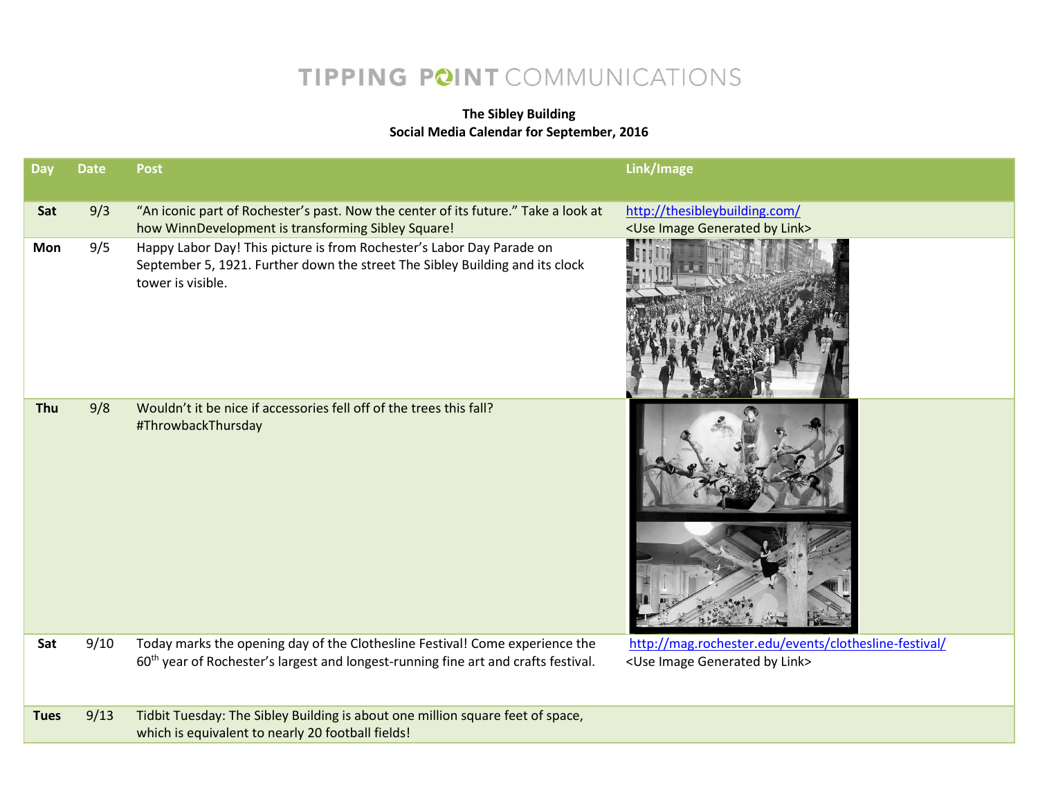TIPPING POINT COMMUNICATIONS

**The Sibley Building**
**Social Media Calendar for September, 2016**

| Day | Date | Post | Link/Image |
|---|---|---|---|
| **Sat** | 9/3 | "An iconic part of Rochester's past. Now the center of its future." Take a look at how WinnDevelopment is transforming Sibley Square! | http://thesibleybuilding.com/ <Use Image Generated by Link> |
| **Mon** | 9/5 | Happy Labor Day! This picture is from Rochester's Labor Day Parade on September 5, 1921. Further down the street The Sibley Building and its clock tower is visible. | |
| **Thu** | 9/8 | Wouldn't it be nice if accessories fell off of the trees this fall? #ThrowbackThursday | |
| **Sat** | 9/10 | Today marks the opening day of the Clothesline Festival! Come experience the 60th year of Rochester's largest and longest-running fine art and crafts festival. | http://mag.rochester.edu/events/clothesline-festival/ <Use Image Generated by Link> |
| **Tues** | 9/13 | Tidbit Tuesday: The Sibley Building is about one million square feet of space, which is equivalent to nearly 20 football fields! | |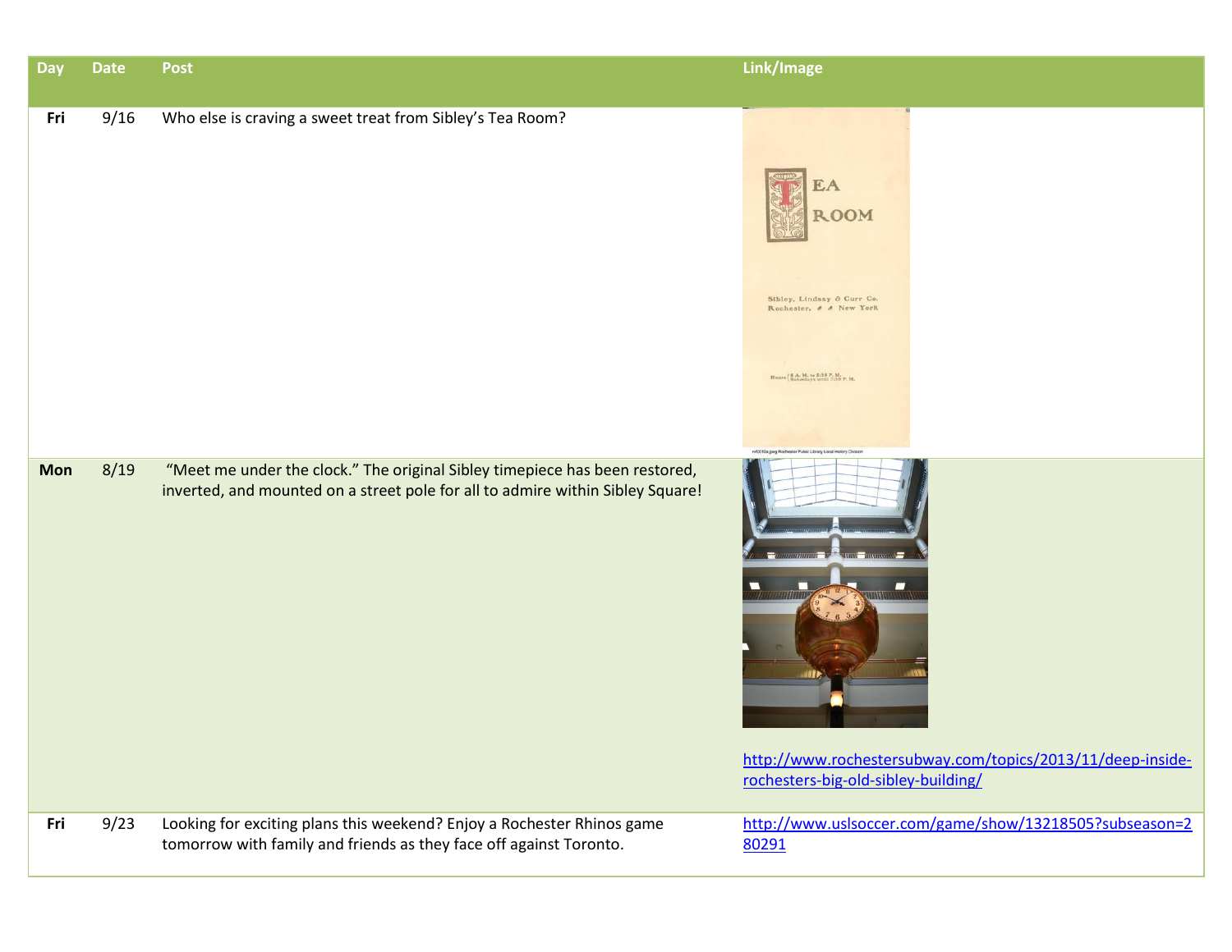| Day | Date | Post | Link/Image |
|---|---|---|---|
| **Fri** | 9/16 | Who else is craving a sweet treat from Sibley's Tea Room? | |
| **Mon** | 8/19 | "Meet me under the clock." The original Sibley timepiece has been restored, inverted, and mounted on a street pole for all to admire within Sibley Square! | http://www.rochestersubway.com/topics/2013/11/deep-inside-rochesters-big-old-sibley-building/ |
| **Fri** | 9/23 | Looking for exciting plans this weekend? Enjoy a Rochester Rhinos game tomorrow with family and friends as they face off against Toronto. | http://www.uslsoccer.com/game/show/13218505?subseason=280291 |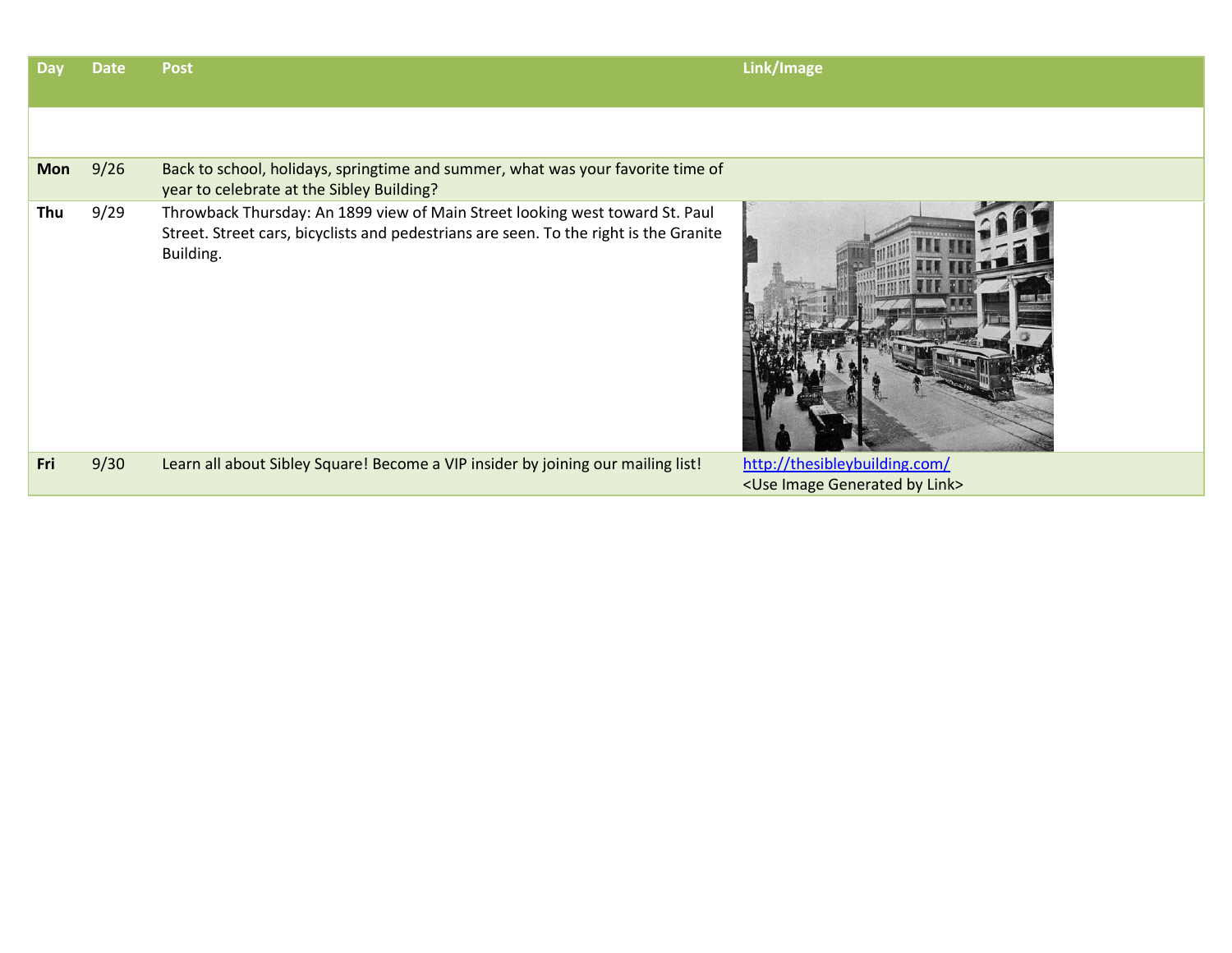| Day | Date | Post | Link/Image |
|---|---|---|---|
| | | | |
| **Mon** | 9/26 | Back to school, holidays, springtime and summer, what was your favorite time of year to celebrate at the Sibley Building? | |
| **Thu** | 9/29 | Throwback Thursday: An 1899 view of Main Street looking west toward St. Paul Street. Street cars, bicyclists and pedestrians are seen. To the right is the Granite Building. | |
| **Fri** | 9/30 | Learn all about Sibley Square! Become a VIP insider by joining our mailing list! | http://thesibleybuilding.com/ <Use Image Generated by Link> |